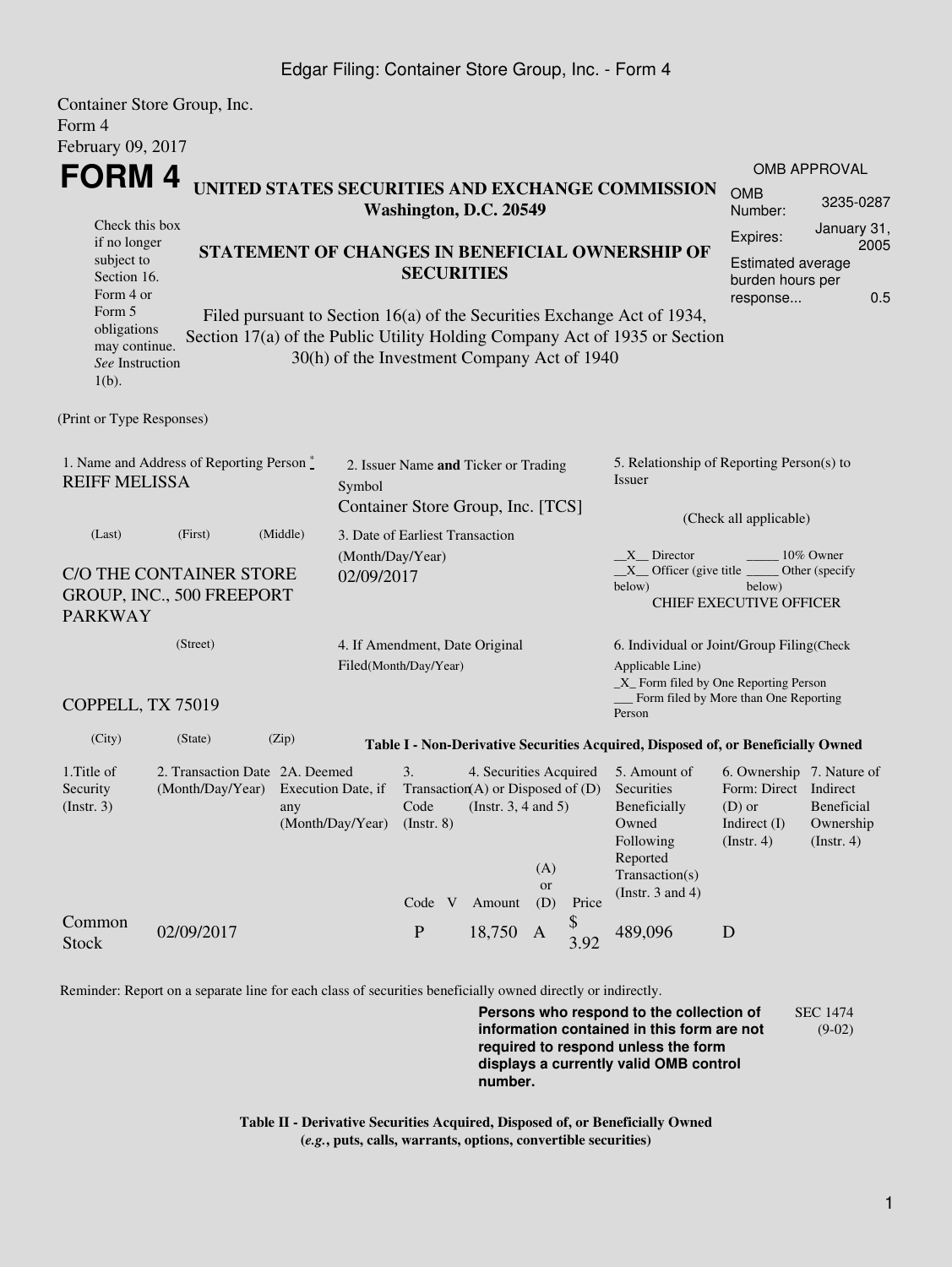Edgar Filing: Container Store Group, Inc. - Form 4

Container Store Group, Inc.
Form 4
February 09, 2017

# FORM 4

## UNITED STATES SECURITIES AND EXCHANGE COMMISSION
**Washington, D.C. 20549**

| OMB APPROVAL | |
|---|---|
| OMB Number: | 3235-0287 |
| Expires: | January 31, 2005 |
| Estimated average burden hours per response... | 0.5 |

Check this box if no longer subject to Section 16. Form 4 or Form 5 obligations may continue. *See* Instruction 1(b).

## STATEMENT OF CHANGES IN BENEFICIAL OWNERSHIP OF SECURITIES

Filed pursuant to Section 16(a) of the Securities Exchange Act of 1934, Section 17(a) of the Public Utility Holding Company Act of 1935 or Section 30(h) of the Investment Company Act of 1940

(Print or Type Responses)

1. Name and Address of Reporting Person *
REIFF MELISSA

(Last) (First) (Middle)

C/O THE CONTAINER STORE GROUP, INC., 500 FREEPORT PARKWAY

(Street)

COPPELL, TX 75019

(City) (State) (Zip)

2. Issuer Name **and** Ticker or Trading Symbol
Container Store Group, Inc. [TCS]

3. Date of Earliest Transaction (Month/Day/Year)
02/09/2017

4. If Amendment, Date Original Filed(Month/Day/Year)

5. Relationship of Reporting Person(s) to Issuer

(Check all applicable)

__X__ Director _____ 10% Owner
__X__ Officer (give title below) _____ Other (specify below)
CHIEF EXECUTIVE OFFICER

6. Individual or Joint/Group Filing(Check Applicable Line)
_X_ Form filed by One Reporting Person
___ Form filed by More than One Reporting Person

**Table I - Non-Derivative Securities Acquired, Disposed of, or Beneficially Owned**

| 1.Title of Security (Instr. 3) | 2. Transaction Date (Month/Day/Year) | 2A. Deemed Execution Date, if any (Month/Day/Year) | 3. Transaction Code (Instr. 8) | | 4. Securities Acquired (A) or Disposed of (D) (Instr. 3, 4 and 5) | | | 5. Amount of Securities Beneficially Owned Following Reported Transaction(s) (Instr. 3 and 4) | 6. Ownership Form: Direct (D) or Indirect (I) (Instr. 4) | 7. Nature of Indirect Beneficial Ownership (Instr. 4) |
|---|---|---|---|---|---|---|---|---|---|---|
| | | | Code | V | Amount | (A) or (D) | Price | | | |
| Common Stock | 02/09/2017 | | P | | 18,750 | A | $ 3.92 | 489,096 | D | |

Reminder: Report on a separate line for each class of securities beneficially owned directly or indirectly.

**Persons who respond to the collection of information contained in this form are not required to respond unless the form displays a currently valid OMB control number.**

SEC 1474 (9-02)

**Table II - Derivative Securities Acquired, Disposed of, or Beneficially Owned**
**(*e.g.*, puts, calls, warrants, options, convertible securities)**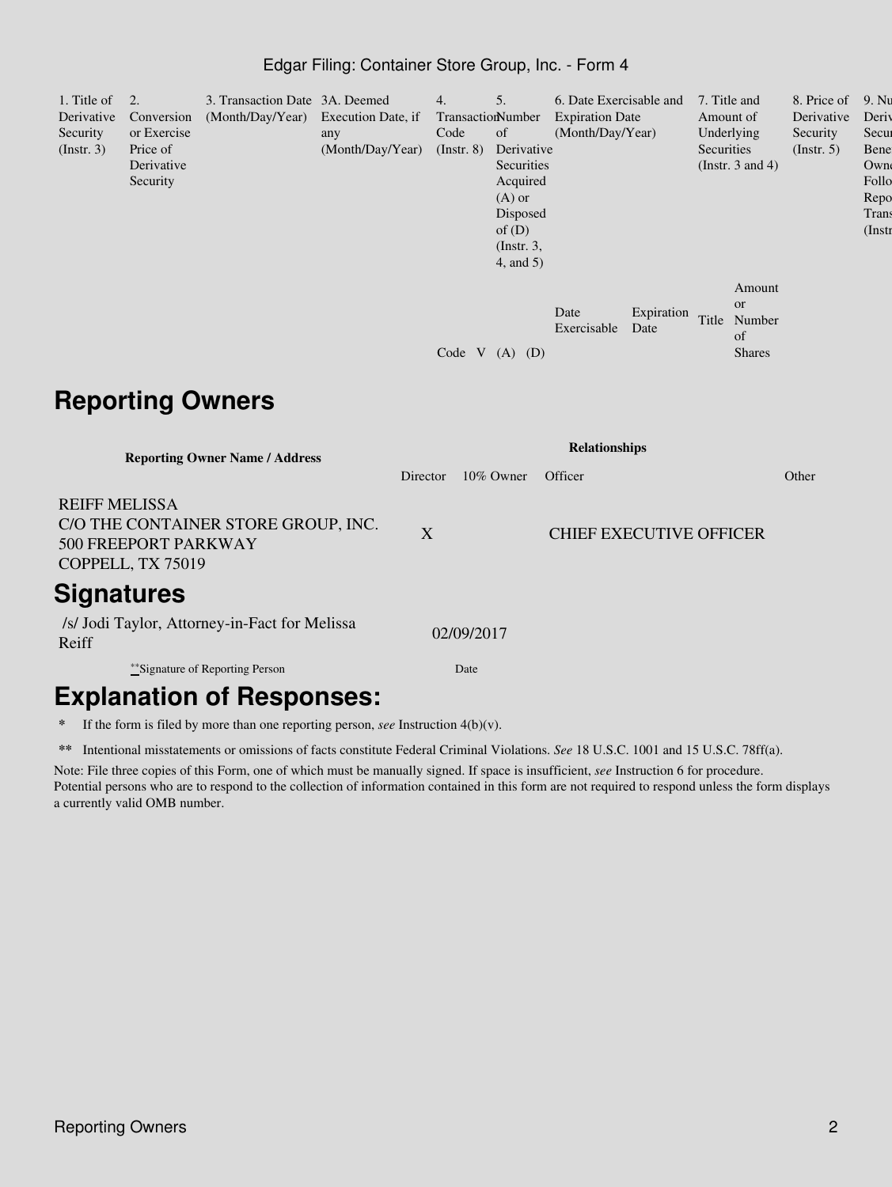| 1. Title of Derivative Security (Instr. 3) | 2. Conversion or Exercise Price of Derivative Security | 3. Transaction Date (Month/Day/Year) | 3A. Deemed Execution Date, if any (Month/Day/Year) | 4. Transaction Code (Instr. 8) | | 5. Number of Derivative Securities Acquired (A) or Disposed of (D) (Instr. 3, 4, and 5) | | 6. Date Exercisable and Expiration Date (Month/Day/Year) | | 7. Title and Amount of Underlying Securities (Instr. 3 and 4) | | 8. Price of Derivative Security (Instr. 5) | 9. Nu Deriv Secur Bene Owne Follo Repo Trans (Instr |
|---|---|---|---|---|---|---|---|---|---|---|---|---|---|
| | | | | Code | V | (A) | (D) | Date Exercisable | Expiration Date | Title | Amount or Number of Shares | | |

## Reporting Owners

| Reporting Owner Name / Address | Relationships | | | |
|---|---|---|---|---|
| | Director | 10% Owner | Officer | Other |
| REIFF MELISSA<br>C/O THE CONTAINER STORE GROUP, INC.<br>500 FREEPORT PARKWAY<br>COPPELL, TX 75019 | X | | CHIEF EXECUTIVE OFFICER | |

## Signatures

| | |
|---|---|
| /s/ Jodi Taylor, Attorney-in-Fact for Melissa Reiff | 02/09/2017 |
| **Signature of Reporting Person | Date |

## Explanation of Responses:

\* If the form is filed by more than one reporting person, *see* Instruction 4(b)(v).

** Intentional misstatements or omissions of facts constitute Federal Criminal Violations. *See* 18 U.S.C. 1001 and 15 U.S.C. 78ff(a).

Note: File three copies of this Form, one of which must be manually signed. If space is insufficient, *see* Instruction 6 for procedure.
Potential persons who are to respond to the collection of information contained in this form are not required to respond unless the form displays a currently valid OMB number.